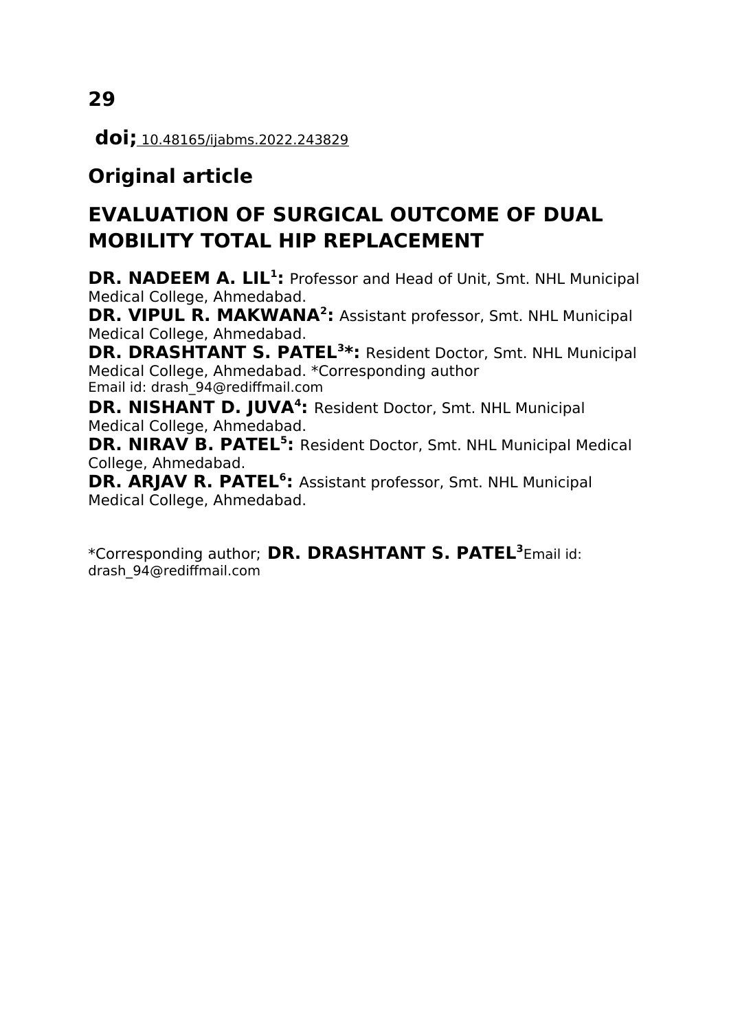**29**

**doi;** 10.48165/ijabms.2022.243829

## Original article

# EVALUATION OF SURGICAL OUTCOME OF DUAL MOBILITY TOTAL HIP REPLACEMENT

**DR. NADEEM A. LIL[1]:** Professor and Head of Unit, Smt. NHL Municipal Medical College, Ahmedabad.

**DR. VIPUL R. MAKWANA[2]:** Assistant professor, Smt. NHL Municipal Medical College, Ahmedabad.

**DR. DRASHTANT S. PATEL[3]*:** Resident Doctor, Smt. NHL Municipal Medical College, Ahmedabad. *Corresponding author
Email id: drash_94@rediffmail.com

**DR. NISHANT D. JUVA[4]:** Resident Doctor, Smt. NHL Municipal Medical College, Ahmedabad.

**DR. NIRAV B. PATEL[5]:** Resident Doctor, Smt. NHL Municipal Medical College, Ahmedabad.

**DR. ARJAV R. PATEL[6]:** Assistant professor, Smt. NHL Municipal Medical College, Ahmedabad.

*Corresponding author; **DR. DRASHTANT S. PATEL[3]** Email id: drash_94@rediffmail.com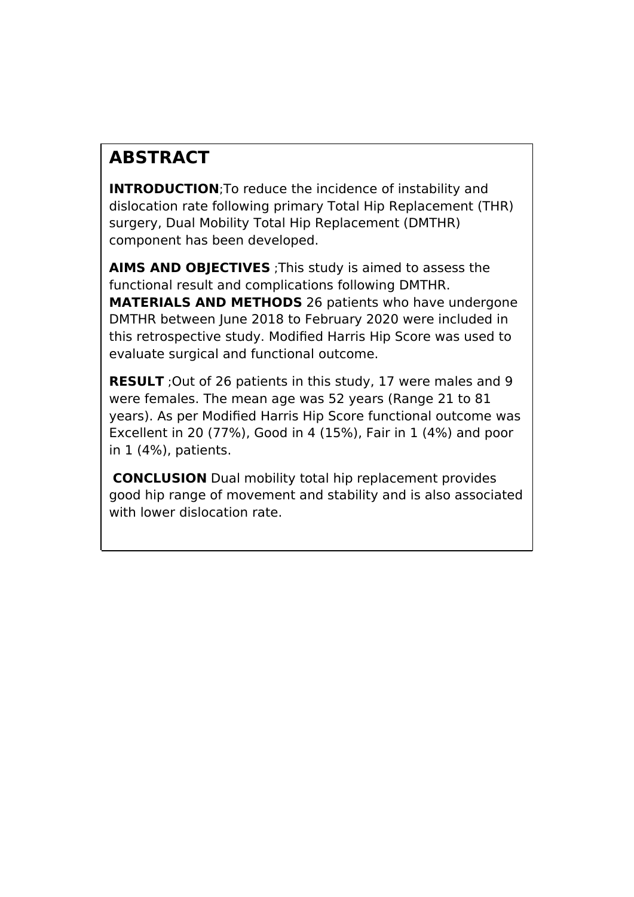## ABSTRACT

**INTRODUCTION**;To reduce the incidence of instability and dislocation rate following primary Total Hip Replacement (THR) surgery, Dual Mobility Total Hip Replacement (DMTHR) component has been developed.

**AIMS AND OBJECTIVES** ;This study is aimed to assess the functional result and complications following DMTHR.
**MATERIALS AND METHODS** 26 patients who have undergone DMTHR between June 2018 to February 2020 were included in this retrospective study. Modified Harris Hip Score was used to evaluate surgical and functional outcome.

**RESULT** ;Out of 26 patients in this study, 17 were males and 9 were females. The mean age was 52 years (Range 21 to 81 years). As per Modified Harris Hip Score functional outcome was Excellent in 20 (77%), Good in 4 (15%), Fair in 1 (4%) and poor in 1 (4%), patients.

**CONCLUSION** Dual mobility total hip replacement provides good hip range of movement and stability and is also associated with lower dislocation rate.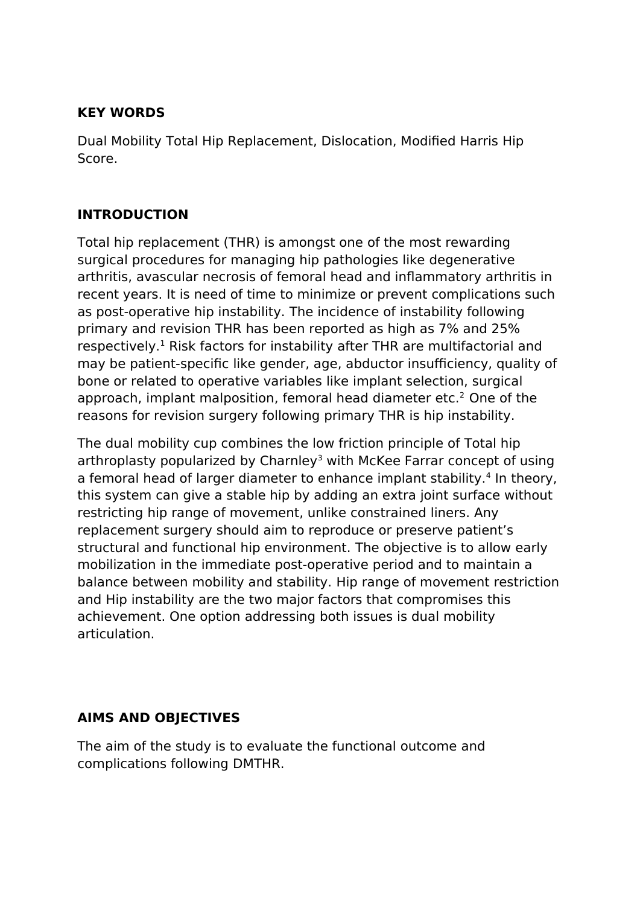**KEY WORDS**

Dual Mobility Total Hip Replacement, Dislocation, Modified Harris Hip Score.

**INTRODUCTION**

Total hip replacement (THR) is amongst one of the most rewarding surgical procedures for managing hip pathologies like degenerative arthritis, avascular necrosis of femoral head and inflammatory arthritis in recent years. It is need of time to minimize or prevent complications such as post-operative hip instability. The incidence of instability following primary and revision THR has been reported as high as 7% and 25% respectively.[1] Risk factors for instability after THR are multifactorial and may be patient-specific like gender, age, abductor insufficiency, quality of bone or related to operative variables like implant selection, surgical approach, implant malposition, femoral head diameter etc.[2] One of the reasons for revision surgery following primary THR is hip instability.

The dual mobility cup combines the low friction principle of Total hip arthroplasty popularized by Charnley[3] with McKee Farrar concept of using a femoral head of larger diameter to enhance implant stability.[4] In theory, this system can give a stable hip by adding an extra joint surface without restricting hip range of movement, unlike constrained liners. Any replacement surgery should aim to reproduce or preserve patient's structural and functional hip environment. The objective is to allow early mobilization in the immediate post-operative period and to maintain a balance between mobility and stability. Hip range of movement restriction and Hip instability are the two major factors that compromises this achievement. One option addressing both issues is dual mobility articulation.

**AIMS AND OBJECTIVES**

The aim of the study is to evaluate the functional outcome and complications following DMTHR.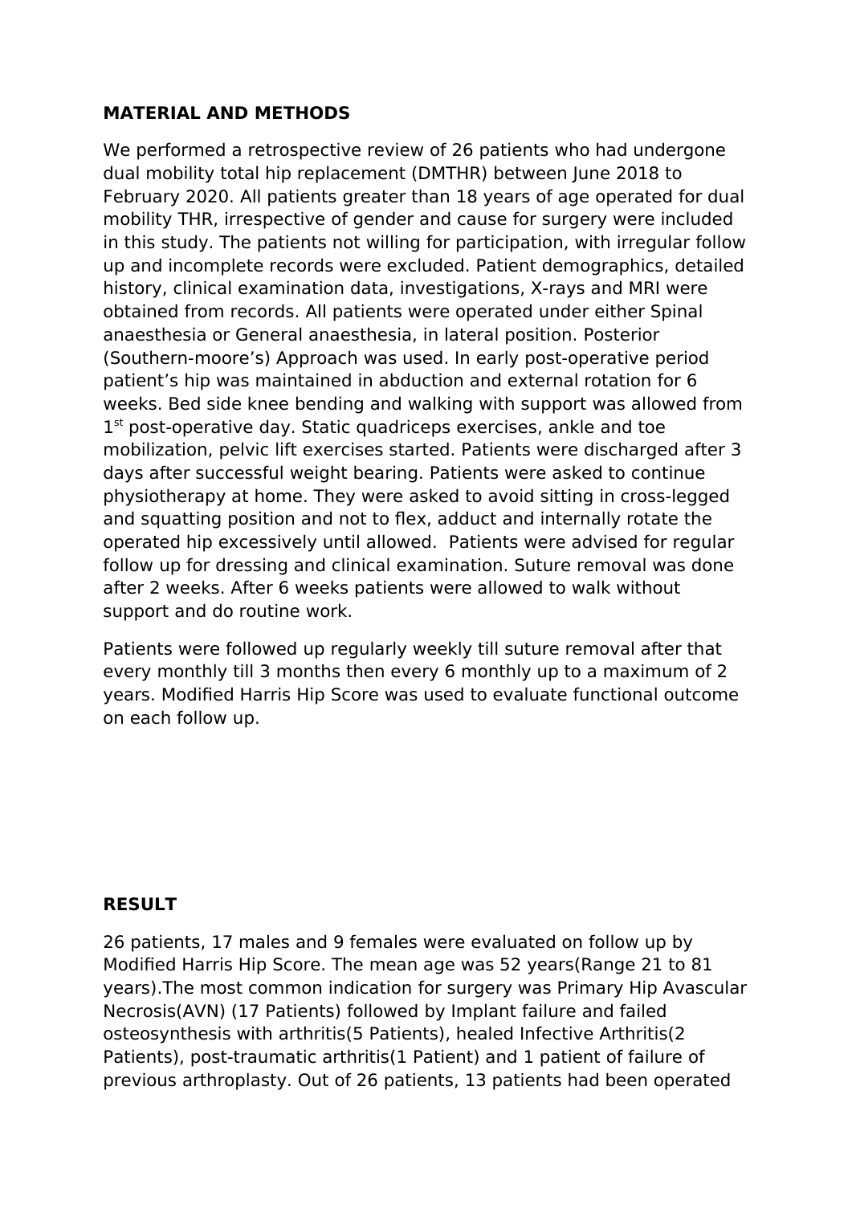## MATERIAL AND METHODS

We performed a retrospective review of 26 patients who had undergone dual mobility total hip replacement (DMTHR) between June 2018 to February 2020. All patients greater than 18 years of age operated for dual mobility THR, irrespective of gender and cause for surgery were included in this study. The patients not willing for participation, with irregular follow up and incomplete records were excluded. Patient demographics, detailed history, clinical examination data, investigations, X-rays and MRI were obtained from records. All patients were operated under either Spinal anaesthesia or General anaesthesia, in lateral position. Posterior (Southern-moore's) Approach was used. In early post-operative period patient's hip was maintained in abduction and external rotation for 6 weeks. Bed side knee bending and walking with support was allowed from 1st post-operative day. Static quadriceps exercises, ankle and toe mobilization, pelvic lift exercises started. Patients were discharged after 3 days after successful weight bearing. Patients were asked to continue physiotherapy at home. They were asked to avoid sitting in cross-legged and squatting position and not to flex, adduct and internally rotate the operated hip excessively until allowed. Patients were advised for regular follow up for dressing and clinical examination. Suture removal was done after 2 weeks. After 6 weeks patients were allowed to walk without support and do routine work.

Patients were followed up regularly weekly till suture removal after that every monthly till 3 months then every 6 monthly up to a maximum of 2 years. Modified Harris Hip Score was used to evaluate functional outcome on each follow up.

## RESULT

26 patients, 17 males and 9 females were evaluated on follow up by Modified Harris Hip Score. The mean age was 52 years(Range 21 to 81 years).The most common indication for surgery was Primary Hip Avascular Necrosis(AVN) (17 Patients) followed by Implant failure and failed osteosynthesis with arthritis(5 Patients), healed Infective Arthritis(2 Patients), post-traumatic arthritis(1 Patient) and 1 patient of failure of previous arthroplasty. Out of 26 patients, 13 patients had been operated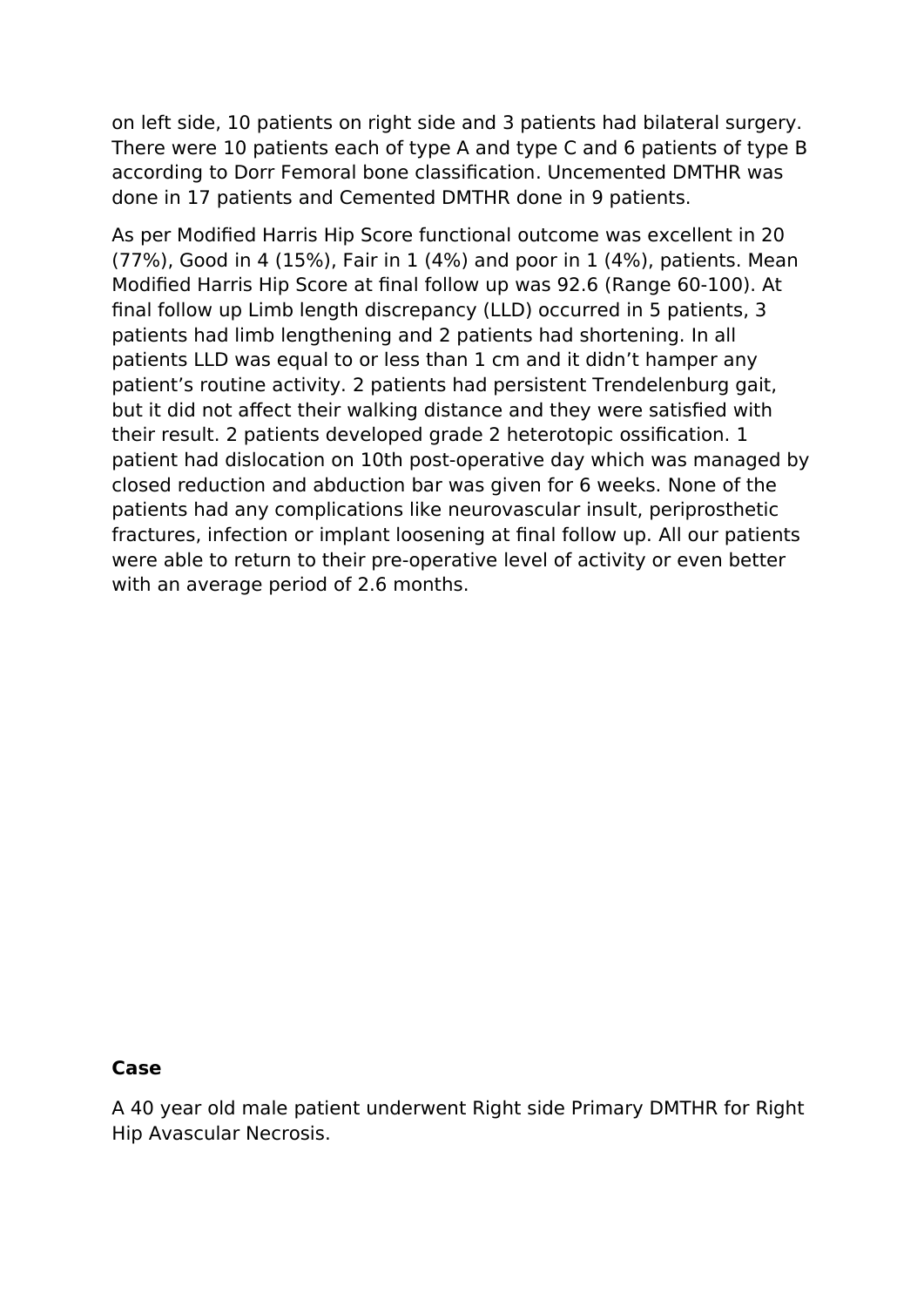on left side, 10 patients on right side and 3 patients had bilateral surgery. There were 10 patients each of type A and type C and 6 patients of type B according to Dorr Femoral bone classification. Uncemented DMTHR was done in 17 patients and Cemented DMTHR done in 9 patients.

As per Modified Harris Hip Score functional outcome was excellent in 20 (77%), Good in 4 (15%), Fair in 1 (4%) and poor in 1 (4%), patients. Mean Modified Harris Hip Score at final follow up was 92.6 (Range 60-100). At final follow up Limb length discrepancy (LLD) occurred in 5 patients, 3 patients had limb lengthening and 2 patients had shortening. In all patients LLD was equal to or less than 1 cm and it didn't hamper any patient's routine activity. 2 patients had persistent Trendelenburg gait, but it did not affect their walking distance and they were satisfied with their result. 2 patients developed grade 2 heterotopic ossification. 1 patient had dislocation on 10th post-operative day which was managed by closed reduction and abduction bar was given for 6 weeks. None of the patients had any complications like neurovascular insult, periprosthetic fractures, infection or implant loosening at final follow up. All our patients were able to return to their pre-operative level of activity or even better with an average period of 2.6 months.

**Case**

A 40 year old male patient underwent Right side Primary DMTHR for Right Hip Avascular Necrosis.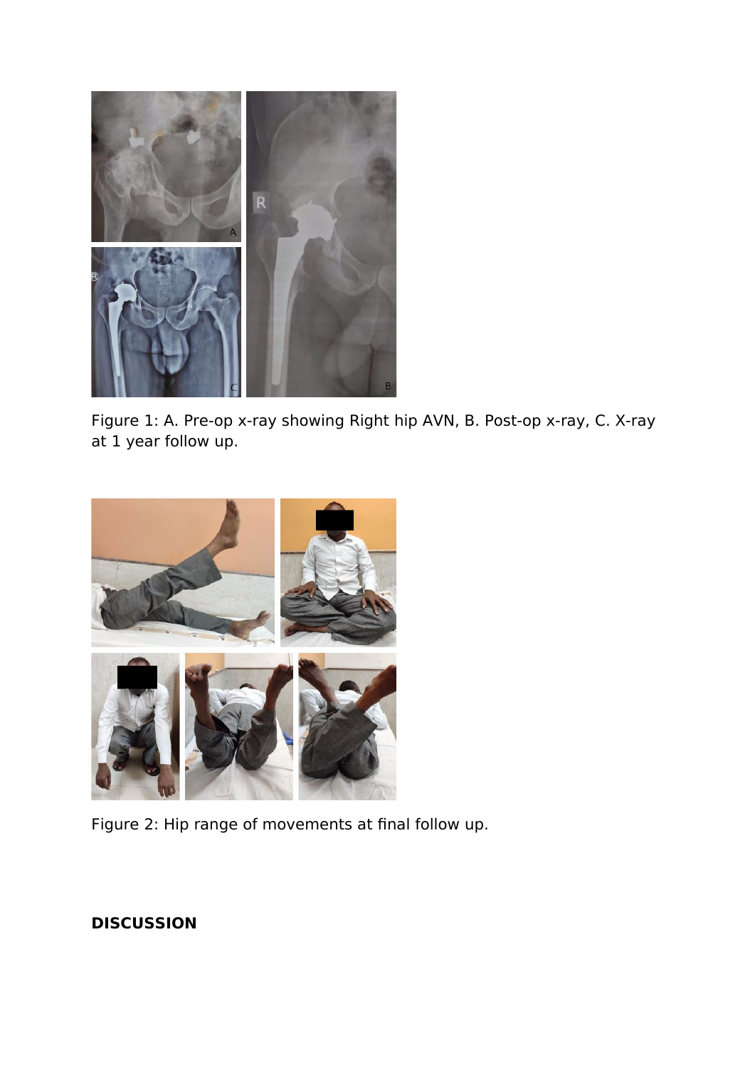Figure 1: A. Pre-op x-ray showing Right hip AVN, B. Post-op x-ray, C. X-ray at 1 year follow up.

Figure 2: Hip range of movements at final follow up.

## DISCUSSION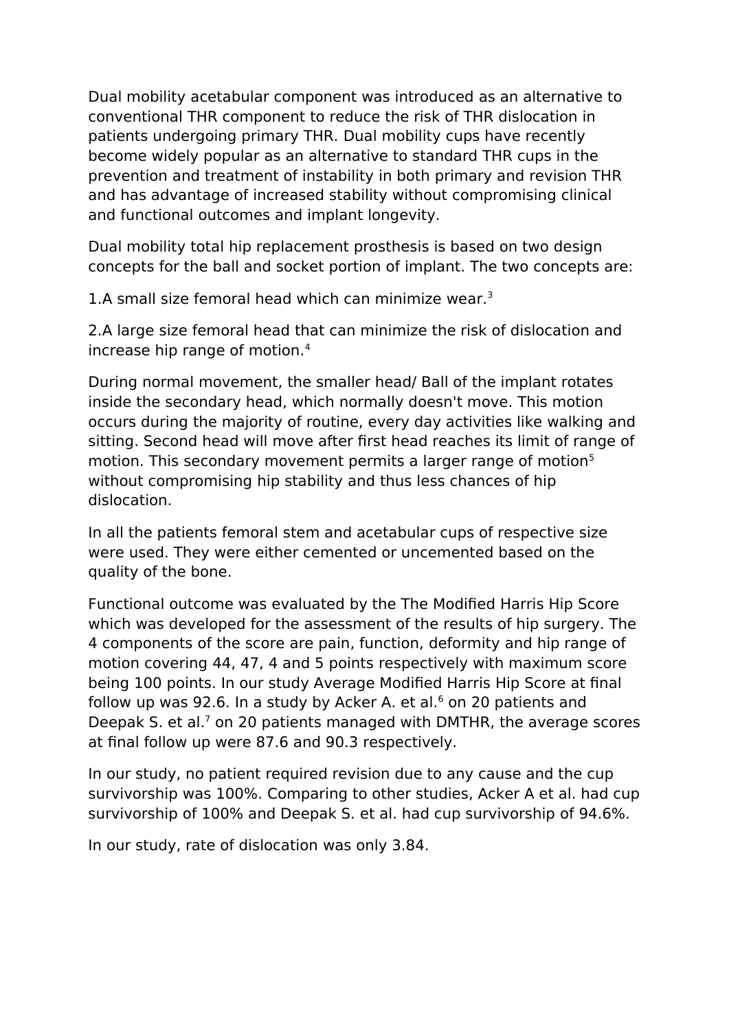Dual mobility acetabular component was introduced as an alternative to conventional THR component to reduce the risk of THR dislocation in patients undergoing primary THR. Dual mobility cups have recently become widely popular as an alternative to standard THR cups in the prevention and treatment of instability in both primary and revision THR and has advantage of increased stability without compromising clinical and functional outcomes and implant longevity.

Dual mobility total hip replacement prosthesis is based on two design concepts for the ball and socket portion of implant. The two concepts are:

1.A small size femoral head which can minimize wear.[3]

2.A large size femoral head that can minimize the risk of dislocation and increase hip range of motion.[4]

During normal movement, the smaller head/ Ball of the implant rotates inside the secondary head, which normally doesn't move. This motion occurs during the majority of routine, every day activities like walking and sitting. Second head will move after first head reaches its limit of range of motion. This secondary movement permits a larger range of motion[5] without compromising hip stability and thus less chances of hip dislocation.

In all the patients femoral stem and acetabular cups of respective size were used. They were either cemented or uncemented based on the quality of the bone.

Functional outcome was evaluated by the The Modified Harris Hip Score which was developed for the assessment of the results of hip surgery. The 4 components of the score are pain, function, deformity and hip range of motion covering 44, 47, 4 and 5 points respectively with maximum score being 100 points. In our study Average Modified Harris Hip Score at final follow up was 92.6. In a study by Acker A. et al.[6] on 20 patients and Deepak S. et al.[7] on 20 patients managed with DMTHR, the average scores at final follow up were 87.6 and 90.3 respectively.

In our study, no patient required revision due to any cause and the cup survivorship was 100%. Comparing to other studies, Acker A et al. had cup survivorship of 100% and Deepak S. et al. had cup survivorship of 94.6%.

In our study, rate of dislocation was only 3.84.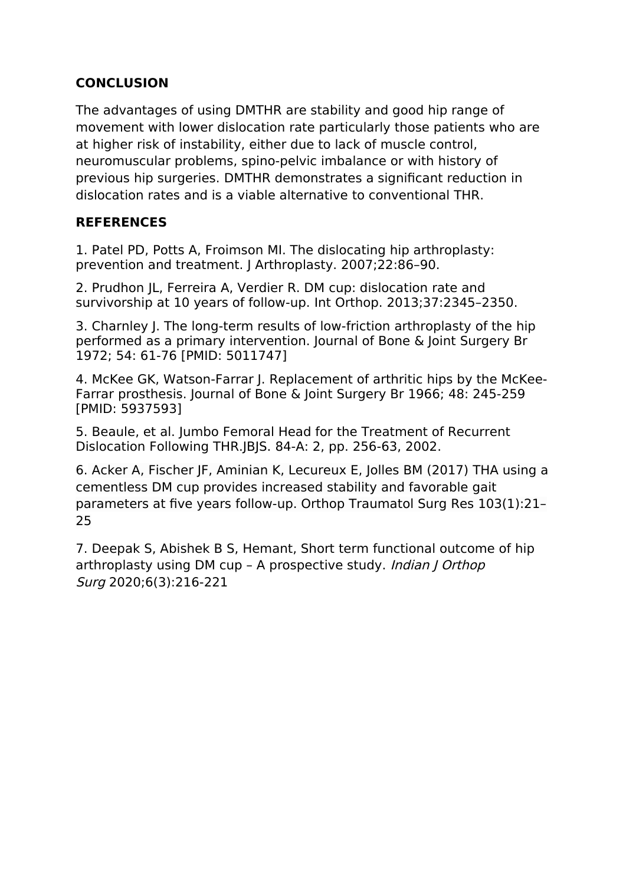## CONCLUSION

The advantages of using DMTHR are stability and good hip range of movement with lower dislocation rate particularly those patients who are at higher risk of instability, either due to lack of muscle control, neuromuscular problems, spino-pelvic imbalance or with history of previous hip surgeries. DMTHR demonstrates a significant reduction in dislocation rates and is a viable alternative to conventional THR.

## REFERENCES

1. Patel PD, Potts A, Froimson MI. The dislocating hip arthroplasty: prevention and treatment. J Arthroplasty. 2007;22:86–90.

2. Prudhon JL, Ferreira A, Verdier R. DM cup: dislocation rate and survivorship at 10 years of follow-up. Int Orthop. 2013;37:2345–2350.

3. Charnley J. The long-term results of low-friction arthroplasty of the hip performed as a primary intervention. Journal of Bone & Joint Surgery Br 1972; 54: 61-76 [PMID: 5011747]

4. McKee GK, Watson-Farrar J. Replacement of arthritic hips by the McKee-Farrar prosthesis. Journal of Bone & Joint Surgery Br 1966; 48: 245-259 [PMID: 5937593]

5. Beaule, et al. Jumbo Femoral Head for the Treatment of Recurrent Dislocation Following THR.JBJS. 84-A: 2, pp. 256-63, 2002.

6. Acker A, Fischer JF, Aminian K, Lecureux E, Jolles BM (2017) THA using a cementless DM cup provides increased stability and favorable gait parameters at five years follow-up. Orthop Traumatol Surg Res 103(1):21–25

7. Deepak S, Abishek B S, Hemant, Short term functional outcome of hip arthroplasty using DM cup – A prospective study. *Indian J Orthop Surg* 2020;6(3):216-221